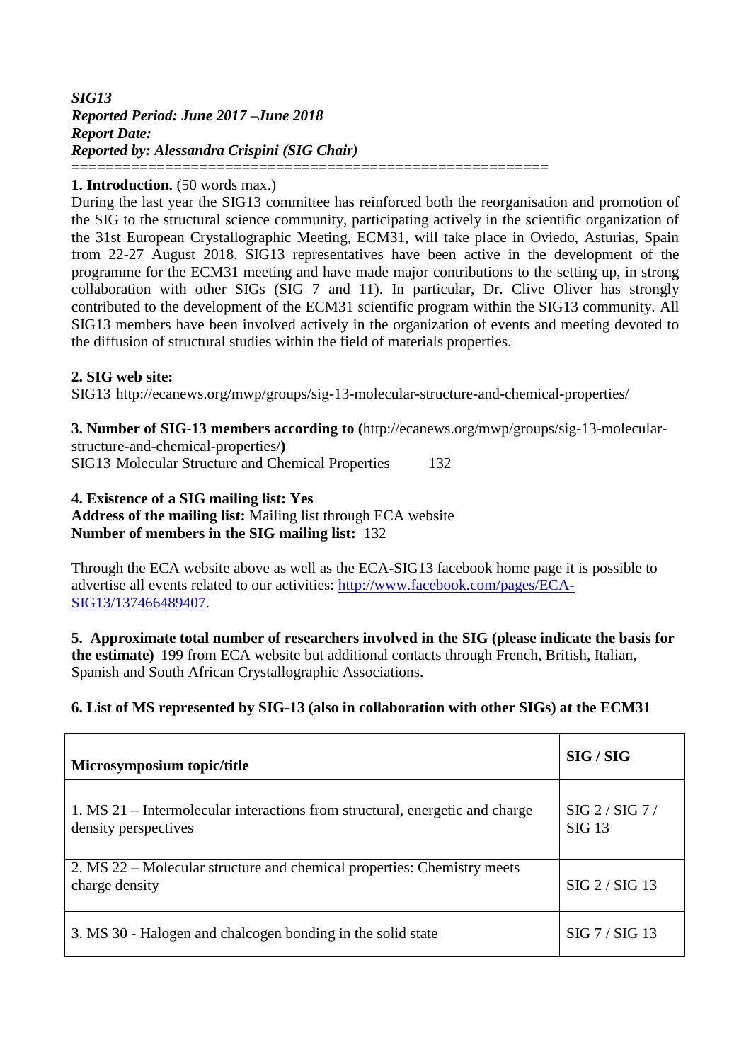***SIG13***
***Reported Period: June 2017 –June 2018***
***Report Date:***
***Reported by: Alessandra Crispini (SIG Chair)***
========================================================

**1. Introduction.** (50 words max.)
During the last year the SIG13 committee has reinforced both the reorganisation and promotion of the SIG to the structural science community, participating actively in the scientific organization of the 31st European Crystallographic Meeting, ECM31, will take place in Oviedo, Asturias, Spain from 22-27 August 2018. SIG13 representatives have been active in the development of the programme for the ECM31 meeting and have made major contributions to the setting up, in strong collaboration with other SIGs (SIG 7 and 11). In particular, Dr. Clive Oliver has strongly contributed to the development of the ECM31 scientific program within the SIG13 community. All SIG13 members have been involved actively in the organization of events and meeting devoted to the diffusion of structural studies within the field of materials properties.

**2. SIG web site:**
SIG13 http://ecanews.org/mwp/groups/sig-13-molecular-structure-and-chemical-properties/

**3. Number of SIG-13 members according to (**http://ecanews.org/mwp/groups/sig-13-molecular-structure-and-chemical-properties/**)**
SIG13 Molecular Structure and Chemical Properties 132

**4. Existence of a SIG mailing list: Yes**
**Address of the mailing list:** Mailing list through ECA website
**Number of members in the SIG mailing list:** 132

Through the ECA website above as well as the ECA-SIG13 facebook home page it is possible to advertise all events related to our activities: http://www.facebook.com/pages/ECA-SIG13/137466489407.

**5. Approximate total number of researchers involved in the SIG (please indicate the basis for the estimate)** 199 from ECA website but additional contacts through French, British, Italian, Spanish and South African Crystallographic Associations.

**6. List of MS represented by SIG-13 (also in collaboration with other SIGs) at the ECM31**

| Microsymposium topic/title | SIG / SIG |
|---|---|
| 1. MS 21 – Intermolecular interactions from structural, energetic and charge density perspectives | SIG 2 / SIG 7 / SIG 13 |
| 2. MS 22 – Molecular structure and chemical properties: Chemistry meets charge density | SIG 2 / SIG 13 |
| 3. MS 30 - Halogen and chalcogen bonding in the solid state | SIG 7 / SIG 13 |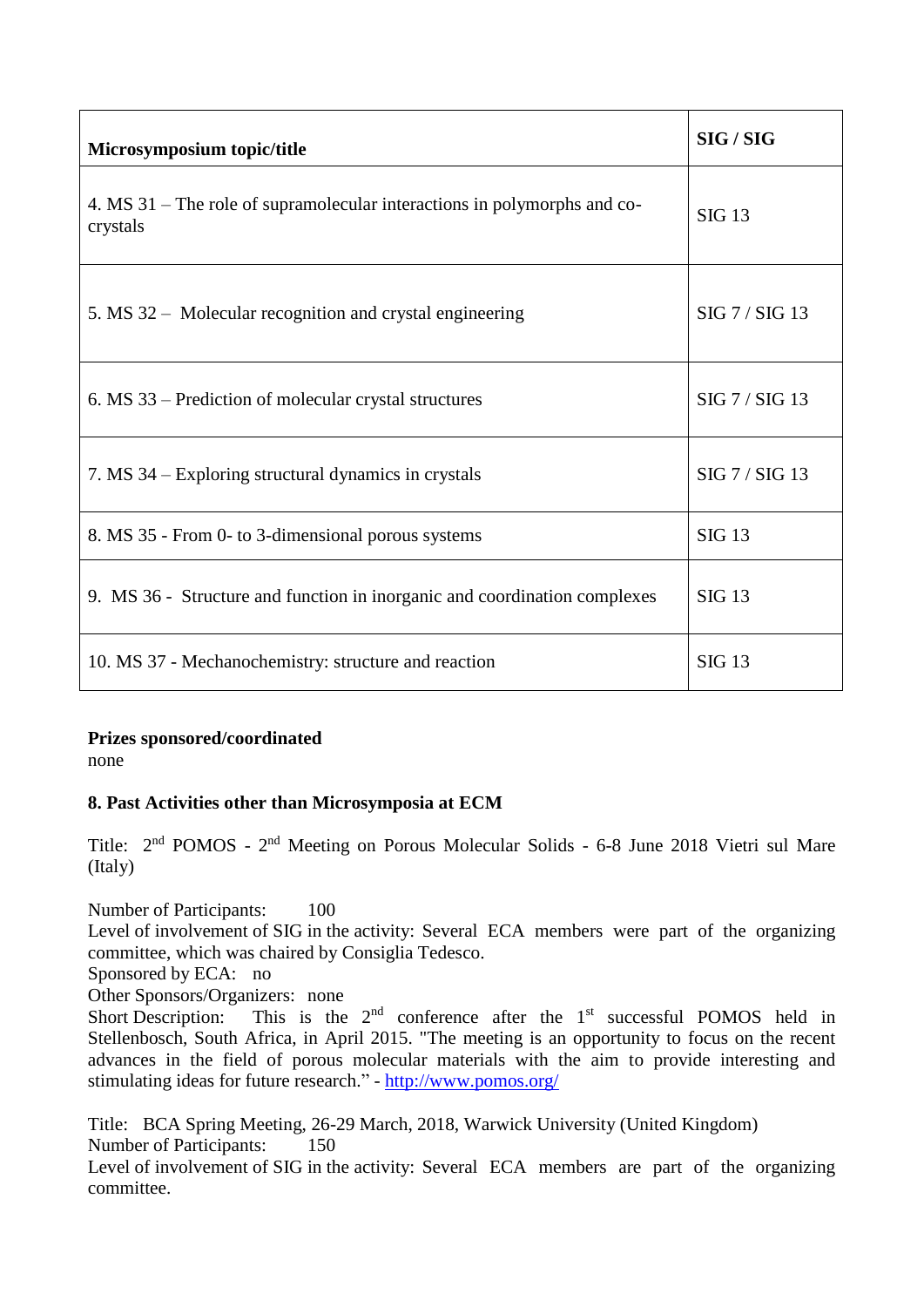| Microsymposium topic/title | SIG / SIG |
|---|---|
| 4. MS 31 – The role of supramolecular interactions in polymorphs and co-crystals | SIG 13 |
| 5. MS 32 – Molecular recognition and crystal engineering | SIG 7 / SIG 13 |
| 6. MS 33 – Prediction of molecular crystal structures | SIG 7 / SIG 13 |
| 7. MS 34 – Exploring structural dynamics in crystals | SIG 7 / SIG 13 |
| 8. MS 35 - From 0- to 3-dimensional porous systems | SIG 13 |
| 9. MS 36 - Structure and function in inorganic and coordination complexes | SIG 13 |
| 10. MS 37 - Mechanochemistry: structure and reaction | SIG 13 |

**Prizes sponsored/coordinated**
none

**8. Past Activities other than Microsymposia at ECM**

Title: 2nd POMOS - 2nd Meeting on Porous Molecular Solids - 6-8 June 2018 Vietri sul Mare (Italy)

Number of Participants: 100
Level of involvement of SIG in the activity: Several ECA members were part of the organizing committee, which was chaired by Consiglia Tedesco.
Sponsored by ECA: no
Other Sponsors/Organizers: none
Short Description: This is the 2nd conference after the 1st successful POMOS held in Stellenbosch, South Africa, in April 2015. "The meeting is an opportunity to focus on the recent advances in the field of porous molecular materials with the aim to provide interesting and stimulating ideas for future research." - http://www.pomos.org/

Title: BCA Spring Meeting, 26-29 March, 2018, Warwick University (United Kingdom)
Number of Participants: 150
Level of involvement of SIG in the activity: Several ECA members are part of the organizing committee.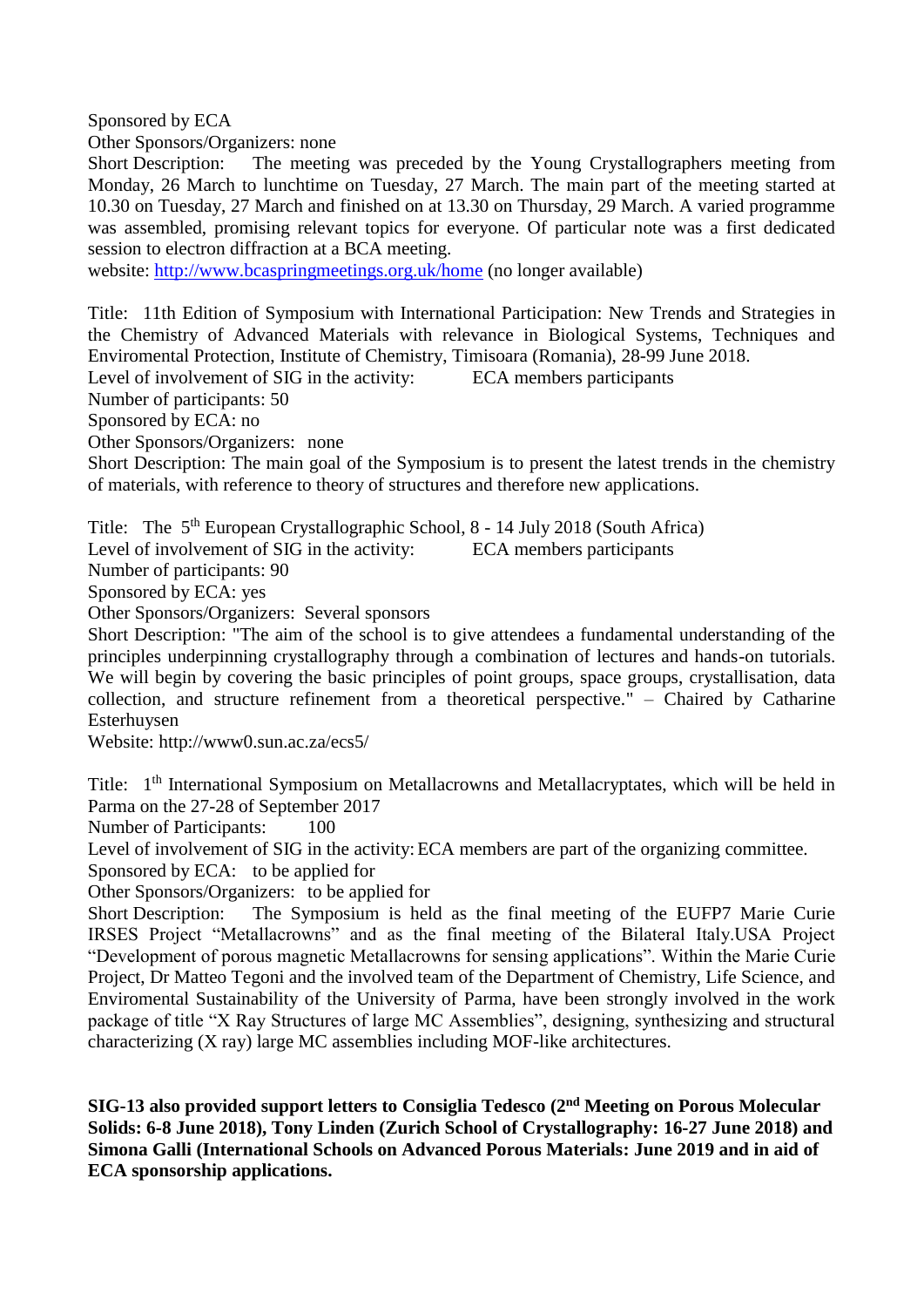Sponsored by ECA

Other Sponsors/Organizers: none

Short Description: The meeting was preceded by the Young Crystallographers meeting from Monday, 26 March to lunchtime on Tuesday, 27 March. The main part of the meeting started at 10.30 on Tuesday, 27 March and finished on at 13.30 on Thursday, 29 March. A varied programme was assembled, promising relevant topics for everyone. Of particular note was a first dedicated session to electron diffraction at a BCA meeting.

website: http://www.bcaspringmeetings.org.uk/home (no longer available)

Title: 11th Edition of Symposium with International Participation: New Trends and Strategies in the Chemistry of Advanced Materials with relevance in Biological Systems, Techniques and Enviromental Protection, Institute of Chemistry, Timisoara (Romania), 28-99 June 2018.

Level of involvement of SIG in the activity: ECA members participants

Number of participants: 50

Sponsored by ECA: no

Other Sponsors/Organizers: none

Short Description: The main goal of the Symposium is to present the latest trends in the chemistry of materials, with reference to theory of structures and therefore new applications.

Title: The 5th European Crystallographic School, 8 - 14 July 2018 (South Africa)

Level of involvement of SIG in the activity: ECA members participants

Number of participants: 90

Sponsored by ECA: yes

Other Sponsors/Organizers: Several sponsors

Short Description: "The aim of the school is to give attendees a fundamental understanding of the principles underpinning crystallography through a combination of lectures and hands-on tutorials. We will begin by covering the basic principles of point groups, space groups, crystallisation, data collection, and structure refinement from a theoretical perspective." – Chaired by Catharine Esterhuysen

Website: http://www0.sun.ac.za/ecs5/

Title: 1th International Symposium on Metallacrowns and Metallacryptates, which will be held in Parma on the 27-28 of September 2017

Number of Participants: 100

Level of involvement of SIG in the activity: ECA members are part of the organizing committee.

Sponsored by ECA: to be applied for

Other Sponsors/Organizers: to be applied for

Short Description: The Symposium is held as the final meeting of the EUFP7 Marie Curie IRSES Project "Metallacrowns" and as the final meeting of the Bilateral Italy.USA Project "Development of porous magnetic Metallacrowns for sensing applications". Within the Marie Curie Project, Dr Matteo Tegoni and the involved team of the Department of Chemistry, Life Science, and Enviromental Sustainability of the University of Parma, have been strongly involved in the work package of title "X Ray Structures of large MC Assemblies", designing, synthesizing and structural characterizing (X ray) large MC assemblies including MOF-like architectures.

**SIG-13 also provided support letters to Consiglia Tedesco (2nd Meeting on Porous Molecular Solids: 6-8 June 2018), Tony Linden (Zurich School of Crystallography: 16-27 June 2018) and Simona Galli (International Schools on Advanced Porous Materials: June 2019 and in aid of ECA sponsorship applications.**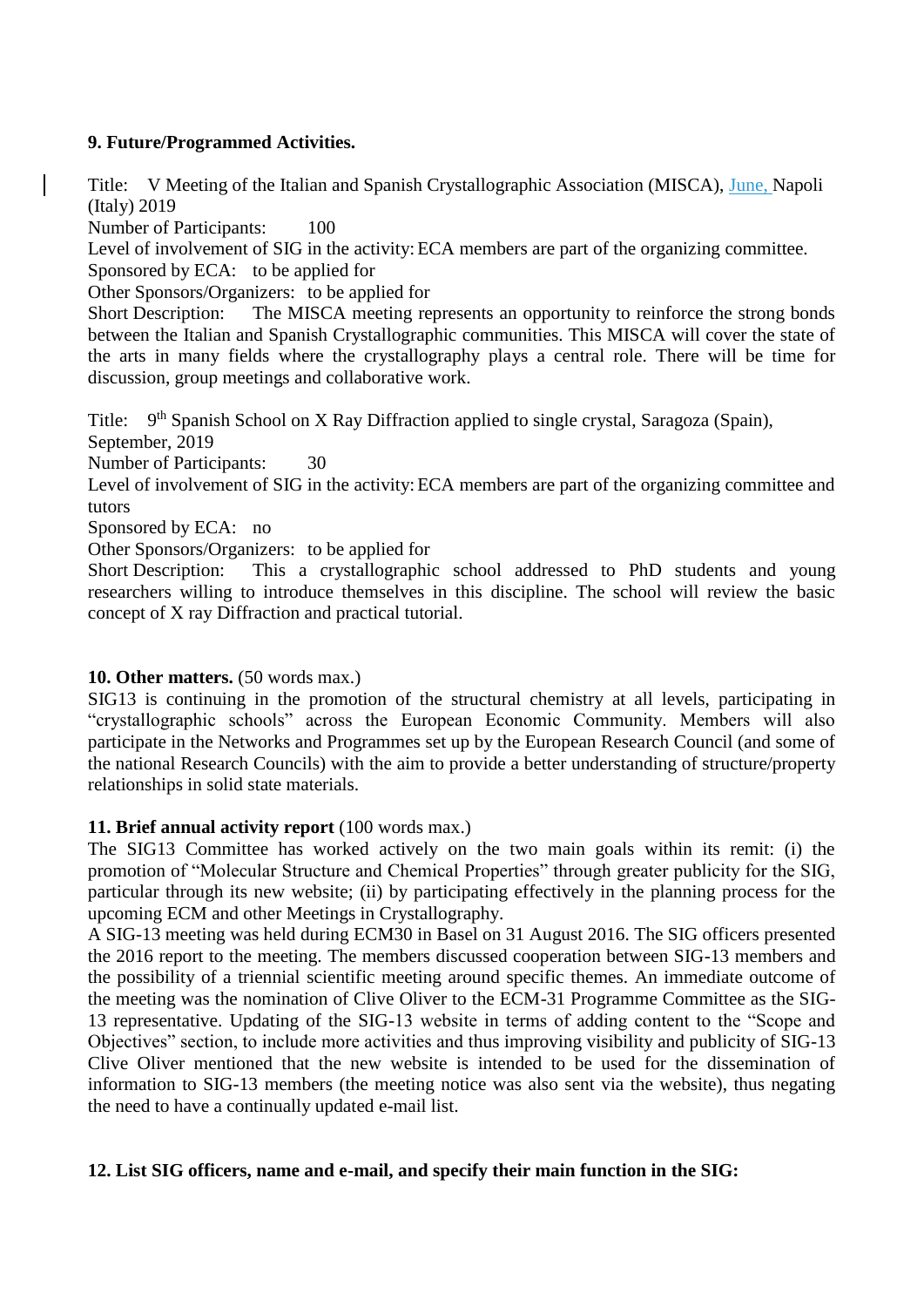**9. Future/Programmed Activities.**

Title: V Meeting of the Italian and Spanish Crystallographic Association (MISCA), June, Napoli (Italy) 2019
Number of Participants: 100
Level of involvement of SIG in the activity: ECA members are part of the organizing committee.
Sponsored by ECA: to be applied for
Other Sponsors/Organizers: to be applied for
Short Description: The MISCA meeting represents an opportunity to reinforce the strong bonds between the Italian and Spanish Crystallographic communities. This MISCA will cover the state of the arts in many fields where the crystallography plays a central role. There will be time for discussion, group meetings and collaborative work.

Title: 9th Spanish School on X Ray Diffraction applied to single crystal, Saragoza (Spain), September, 2019
Number of Participants: 30
Level of involvement of SIG in the activity: ECA members are part of the organizing committee and tutors
Sponsored by ECA: no
Other Sponsors/Organizers: to be applied for
Short Description: This a crystallographic school addressed to PhD students and young researchers willing to introduce themselves in this discipline. The school will review the basic concept of X ray Diffraction and practical tutorial.

**10. Other matters.** (50 words max.)
SIG13 is continuing in the promotion of the structural chemistry at all levels, participating in "crystallographic schools" across the European Economic Community. Members will also participate in the Networks and Programmes set up by the European Research Council (and some of the national Research Councils) with the aim to provide a better understanding of structure/property relationships in solid state materials.

**11. Brief annual activity report** (100 words max.)
The SIG13 Committee has worked actively on the two main goals within its remit: (i) the promotion of "Molecular Structure and Chemical Properties" through greater publicity for the SIG, particular through its new website; (ii) by participating effectively in the planning process for the upcoming ECM and other Meetings in Crystallography.
A SIG-13 meeting was held during ECM30 in Basel on 31 August 2016. The SIG officers presented the 2016 report to the meeting. The members discussed cooperation between SIG-13 members and the possibility of a triennial scientific meeting around specific themes. An immediate outcome of the meeting was the nomination of Clive Oliver to the ECM-31 Programme Committee as the SIG-13 representative. Updating of the SIG-13 website in terms of adding content to the "Scope and Objectives" section, to include more activities and thus improving visibility and publicity of SIG-13 Clive Oliver mentioned that the new website is intended to be used for the dissemination of information to SIG-13 members (the meeting notice was also sent via the website), thus negating the need to have a continually updated e-mail list.

**12. List SIG officers, name and e-mail, and specify their main function in the SIG:**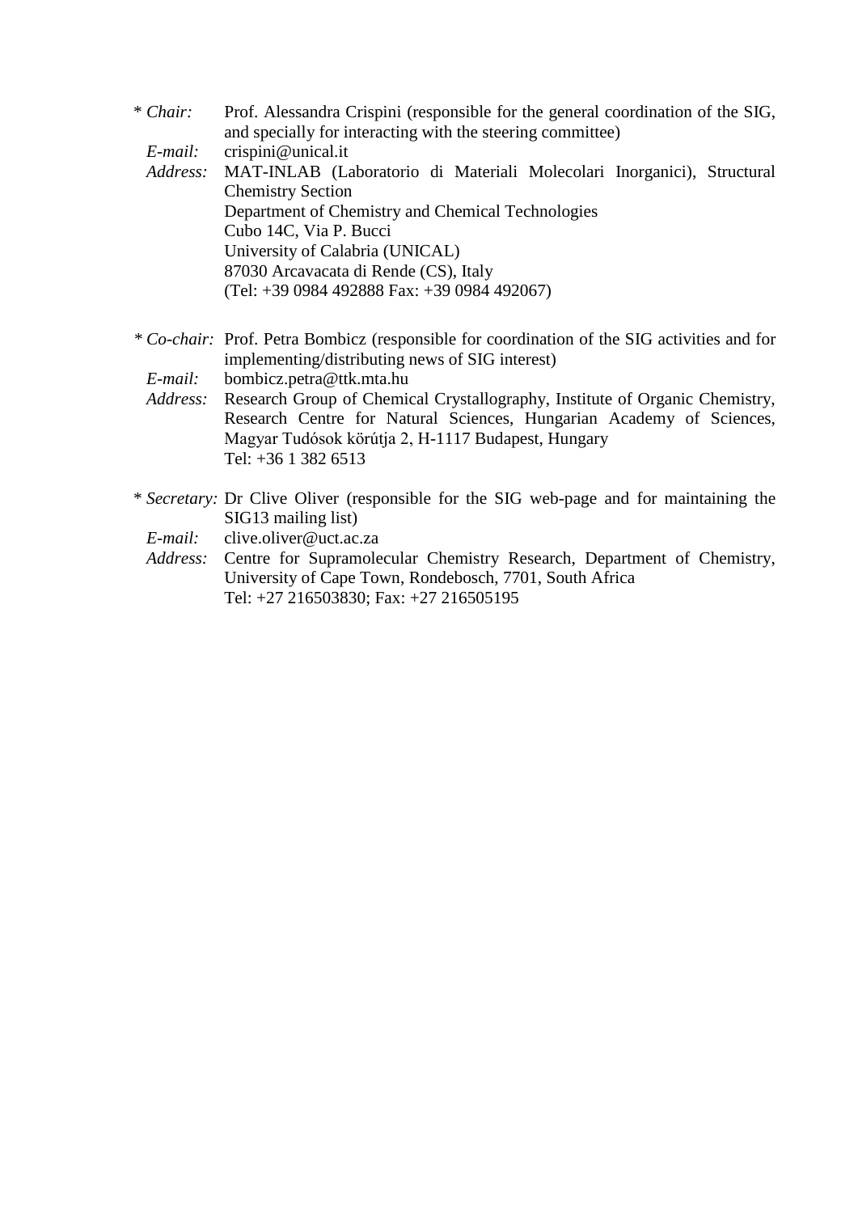\* *Chair:* Prof. Alessandra Crispini (responsible for the general coordination of the SIG, and specially for interacting with the steering committee)
*E-mail:* crispini@unical.it
*Address:* MAT-INLAB (Laboratorio di Materiali Molecolari Inorganici), Structural Chemistry Section
Department of Chemistry and Chemical Technologies
Cubo 14C, Via P. Bucci
University of Calabria (UNICAL)
87030 Arcavacata di Rende (CS), Italy
(Tel: +39 0984 492888 Fax: +39 0984 492067)

\* *Co-chair:* Prof. Petra Bombicz (responsible for coordination of the SIG activities and for implementing/distributing news of SIG interest)
*E-mail:* bombicz.petra@ttk.mta.hu
*Address:* Research Group of Chemical Crystallography, Institute of Organic Chemistry, Research Centre for Natural Sciences, Hungarian Academy of Sciences, Magyar Tudósok körútja 2, H-1117 Budapest, Hungary
Tel: +36 1 382 6513

\* *Secretary:* Dr Clive Oliver (responsible for the SIG web-page and for maintaining the SIG13 mailing list)
*E-mail:* clive.oliver@uct.ac.za
*Address:* Centre for Supramolecular Chemistry Research, Department of Chemistry, University of Cape Town, Rondebosch, 7701, South Africa
Tel: +27 216503830; Fax: +27 216505195